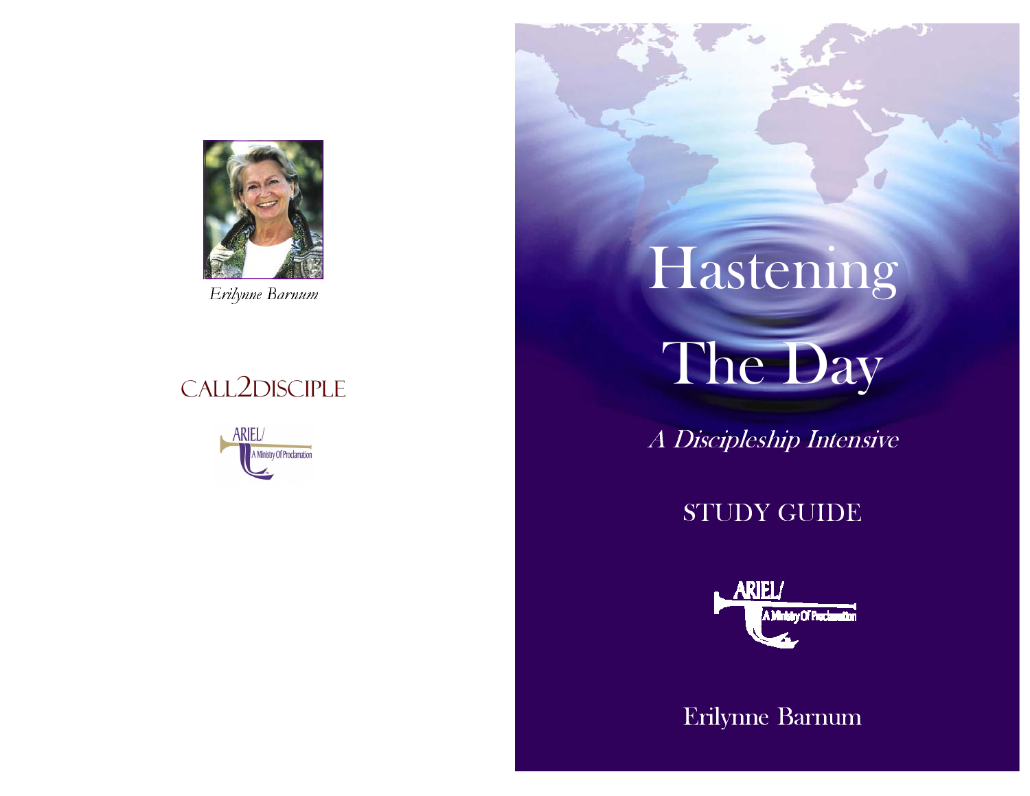*Erilynne Barnum*

CALL2DISCIPLE

ARIEL/ A Ministry Of Proclamation

# Hastening The Day

*A Discipleship Intensive*

## STUDY GUIDE

ARIEL/ A Ministry Of Proclamation

Erilynne Barnum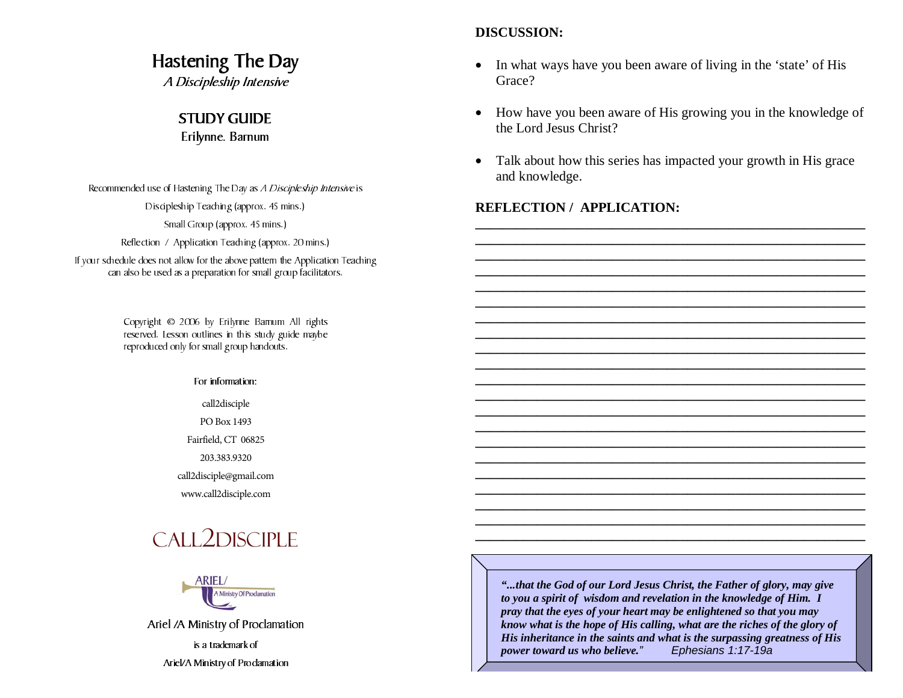# Hastening The Day

*A Discipleship Intensive*

## STUDY GUIDE

Erilynne. Barnum

Recommended use of Hastening The Day as *A Discipleship Intensive* is

Discipleship Teaching (approx. 45 mins.)

Small Group (approx. 45 mins.)

Reflection / Application Teaching (approx. 20 mins.)

If your schedule does not allow for the above pattern the Application Teaching can also be used as a preparation for small group facilitators.

Copyright © 2006 by Erilynne Barnum All rights reserved. Lesson outlines in this study guide maybe reproduced only for small group handouts.

For information:

call2disciple

PO Box 1493

Fairfield, CT 06825

203.383.9320

call2disciple@gmail.com

www.call2disciple.com

CALL2DISCIPLE

ARIEL/ A Ministry Of Proclamation

Ariel /A Ministry of Proclamation

is a trademark of

Ariel/A Ministry of Proclamation

**DISCUSSION:**

- In what ways have you been aware of living in the 'state' of His Grace?
- How have you been aware of His growing you in the knowledge of the Lord Jesus Christ?
- Talk about how this series has impacted your growth in His grace and knowledge.

**REFLECTION / APPLICATION:**

___________________________________________________________

___________________________________________________________

___________________________________________________________

___________________________________________________________

___________________________________________________________

___________________________________________________________

___________________________________________________________

___________________________________________________________

___________________________________________________________

___________________________________________________________

___________________________________________________________

___________________________________________________________

___________________________________________________________

___________________________________________________________

___________________________________________________________

___________________________________________________________

___________________________________________________________

___________________________________________________________

___________________________________________________________

***"...that the God of our Lord Jesus Christ, the Father of glory, may give to you a spirit of wisdom and revelation in the knowledge of Him. I pray that the eyes of your heart may be enlightened so that you may know what is the hope of His calling, what are the riches of the glory of His inheritance in the saints and what is the surpassing greatness of His power toward us who believe."*** *Ephesians 1:17-19a*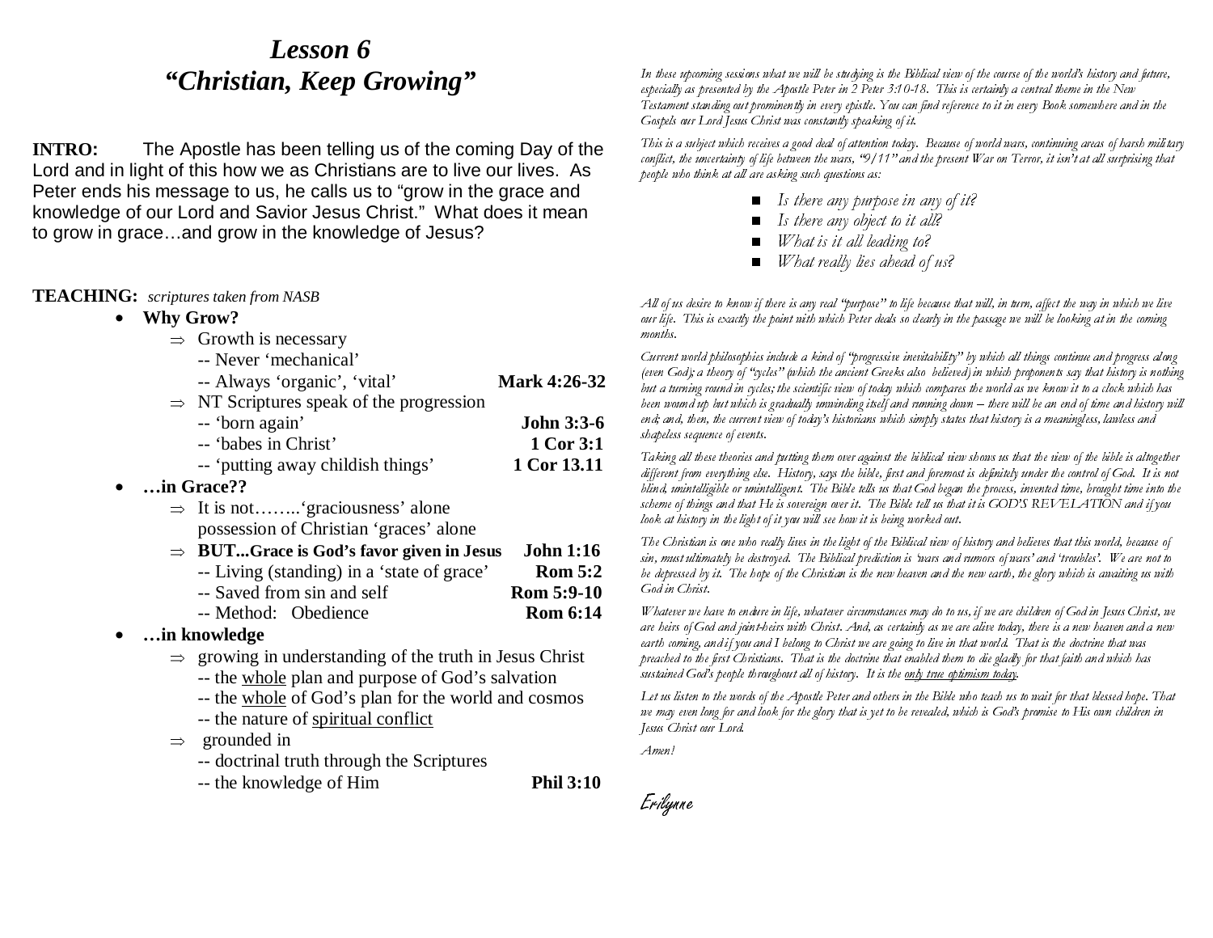# *Lesson 6*
# *"Christian, Keep Growing"*

**INTRO:** The Apostle has been telling us of the coming Day of the Lord and in light of this how we as Christians are to live our lives. As Peter ends his message to us, he calls us to "grow in the grace and knowledge of our Lord and Savior Jesus Christ." What does it mean to grow in grace…and grow in the knowledge of Jesus?

**TEACHING:** *scriptures taken from NASB*

- **Why Grow?**
  - ⇒ Growth is necessary
    - -- Never 'mechanical'
    - -- Always 'organic', 'vital' **Mark 4:26-32**
  - ⇒ NT Scriptures speak of the progression
    - -- 'born again' **John 3:3-6**
    - -- 'babes in Christ' **1 Cor 3:1**
    - -- 'putting away childish things' **1 Cor 13.11**
- **…in Grace??**
  - ⇒ It is not……..'graciousness' alone possession of Christian 'graces' alone
  - ⇒ **BUT...Grace is God's favor given in Jesus John 1:16**
    - -- Living (standing) in a 'state of grace' **Rom 5:2**
    - -- Saved from sin and self **Rom 5:9-10**
    - -- Method: Obedience **Rom 6:14**
- **…in knowledge**
  - ⇒ growing in understanding of the truth in Jesus Christ
    - -- the <u>whole</u> plan and purpose of God's salvation
    - -- the <u>whole</u> of God's plan for the world and cosmos
    - -- the nature of <u>spiritual conflict</u>
  - ⇒ grounded in
    - -- doctrinal truth through the Scriptures
    - -- the knowledge of Him **Phil 3:10**

*In these upcoming sessions what we will be studying is the Biblical view of the course of the world's history and future, especially as presented by the Apostle Peter in 2 Peter 3:10-18. This is certainly a central theme in the New Testament standing out prominently in every epistle. You can find reference to it in every Book somewhere and in the Gospels our Lord Jesus Christ was constantly speaking of it.*

*This is a subject which receives a good deal of attention today. Because of world wars, continuing areas of harsh military conflict, the uncertainty of life between the wars, "9/11" and the present War on Terror, it isn't at all surprising that people who think at all are asking such questions as:*

- *Is there any purpose in any of it?*
- *Is there any object to it all?*
- *What is it all leading to?*
- *What really lies ahead of us?*

*All of us desire to know if there is any real "purpose" to life because that will, in turn, affect the way in which we live our life. This is exactly the point with which Peter deals so clearly in the passage we will be looking at in the coming months.*

*Current world philosophies include a kind of "progressive inevitability" by which all things continue and progress along (even God); a theory of "cycles" (which the ancient Greeks also believed) in which proponents say that history is nothing but a turning round in cycles; the scientific view of today which compares the world as we know it to a clock which has been wound up but which is gradually unwinding itself and running down – there will be an end of time and history will end; and, then, the current view of today's historians which simply states that history is a meaningless, lawless and shapeless sequence of events.*

*Taking all these theories and putting them over against the biblical view shows us that the view of the bible is altogether different from everything else. History, says the bible, first and foremost is definitely under the control of God. It is not blind, unintelligible or unintelligent. The Bible tells us that God began the process, invented time, brought time into the scheme of things and that He is sovereign over it. The Bible tell us that it is GOD'S REVELATION and if you look at history in the light of it you will see how it is being worked out.*

*The Christian is one who really lives in the light of the Biblical view of history and believes that this world, because of sin, must ultimately be destroyed. The Biblical prediction is 'wars and rumors of wars' and 'troubles'. We are not to be depressed by it. The hope of the Christian is the new heaven and the new earth, the glory which is awaiting us with God in Christ.*

*Whatever we have to endure in life, whatever circumstances may do to us, if we are children of God in Jesus Christ, we are heirs of God and joint-heirs with Christ. And, as certainly as we are alive today, there is a new heaven and a new earth coming, and if you and I belong to Christ we are going to live in that world. That is the doctrine that was preached to the first Christians. That is the doctrine that enabled them to die gladly for that faith and which has sustained God's people throughout all of history. It is the <u>only true optimism today</u>.*

*Let us listen to the words of the Apostle Peter and others in the Bible who teach us to wait for that blessed hope. That we may even long for and look for the glory that is yet to be revealed, which is God's promise to His own children in Jesus Christ our Lord.*

*Amen!*

*Erilynne*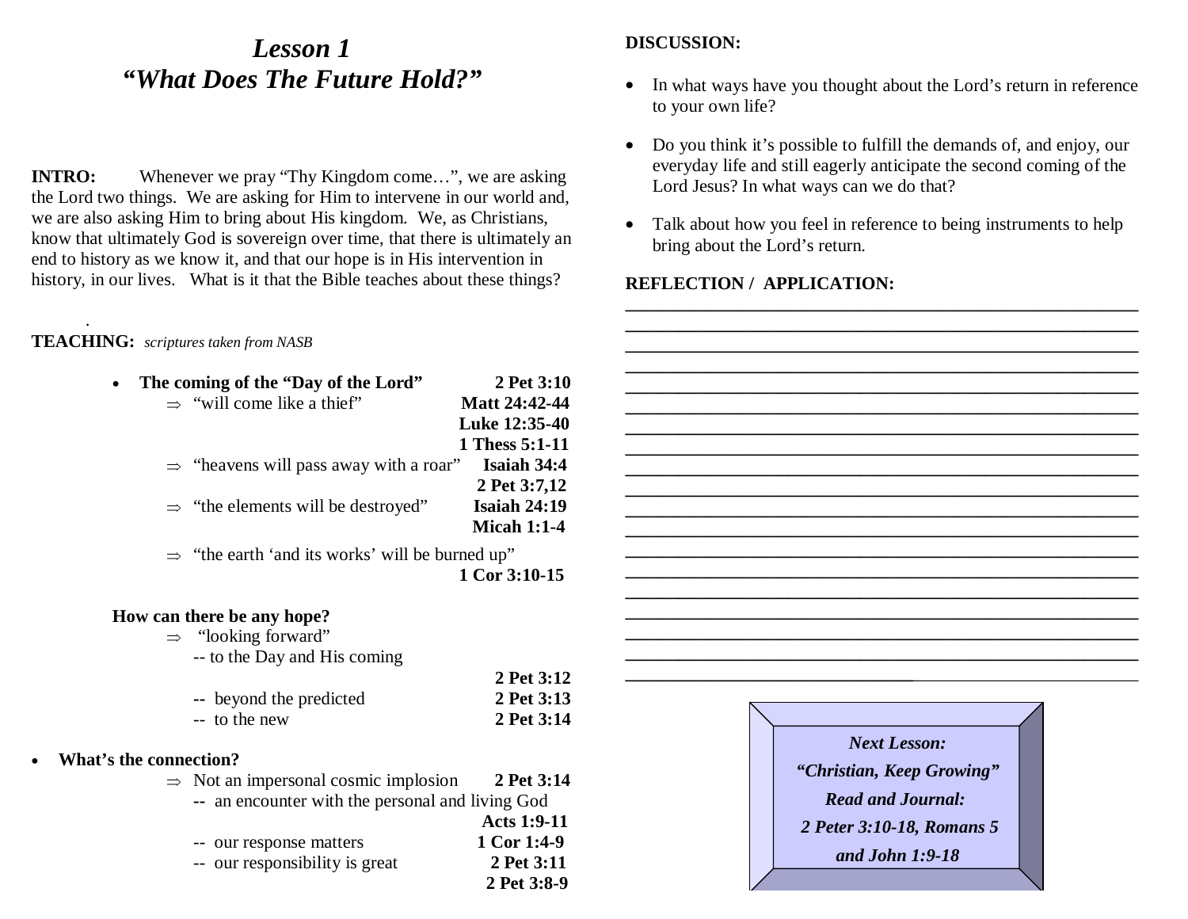# *Lesson 1*
# *"What Does The Future Hold?"*

**INTRO:** Whenever we pray "Thy Kingdom come…", we are asking the Lord two things. We are asking for Him to intervene in our world and, we are also asking Him to bring about His kingdom. We, as Christians, know that ultimately God is sovereign over time, that there is ultimately an end to history as we know it, and that our hope is in His intervention in history, in our lives. What is it that the Bible teaches about these things?

**TEACHING:** *scriptures taken from NASB*

- **The coming of the "Day of the Lord"** **2 Pet 3:10**
  - ⇒ "will come like a thief" **Matt 24:42-44**, **Luke 12:35-40**, **1 Thess 5:1-11**
  - ⇒ "heavens will pass away with a roar" **Isaiah 34:4**, **2 Pet 3:7,12**
  - ⇒ "the elements will be destroyed" **Isaiah 24:19**, **Micah 1:1-4**
  - ⇒ "the earth 'and its works' will be burned up" **1 Cor 3:10-15**

**How can there be any hope?**

- ⇒ "looking forward"
  - -- to the Day and His coming **2 Pet 3:12**
  - -- beyond the predicted **2 Pet 3:13**
  - -- to the new **2 Pet 3:14**

- **What's the connection?**
  - ⇒ Not an impersonal cosmic implosion **2 Pet 3:14**
    - -- an encounter with the personal and living God **Acts 1:9-11**
    - -- our response matters **1 Cor 1:4-9**
    - -- our responsibility is great **2 Pet 3:11**, **2 Pet 3:8-9**

**DISCUSSION:**

- In what ways have you thought about the Lord's return in reference to your own life?
- Do you think it's possible to fulfill the demands of, and enjoy, our everyday life and still eagerly anticipate the second coming of the Lord Jesus? In what ways can we do that?
- Talk about how you feel in reference to being instruments to help bring about the Lord's return.

**REFLECTION / APPLICATION:**

_______________________________________________________________
_______________________________________________________________
_______________________________________________________________
_______________________________________________________________
_______________________________________________________________
_______________________________________________________________
_______________________________________________________________
_______________________________________________________________
_______________________________________________________________
_______________________________________________________________
_______________________________________________________________
_______________________________________________________________
_______________________________________________________________
_______________________________________________________________
_______________________________________________________________
_______________________________________________________________
_______________________________________________________________
_______________________________________________________________

***Next Lesson:***
***"Christian, Keep Growing"***
***Read and Journal:***
***2 Peter 3:10-18, Romans 5 and John 1:9-18***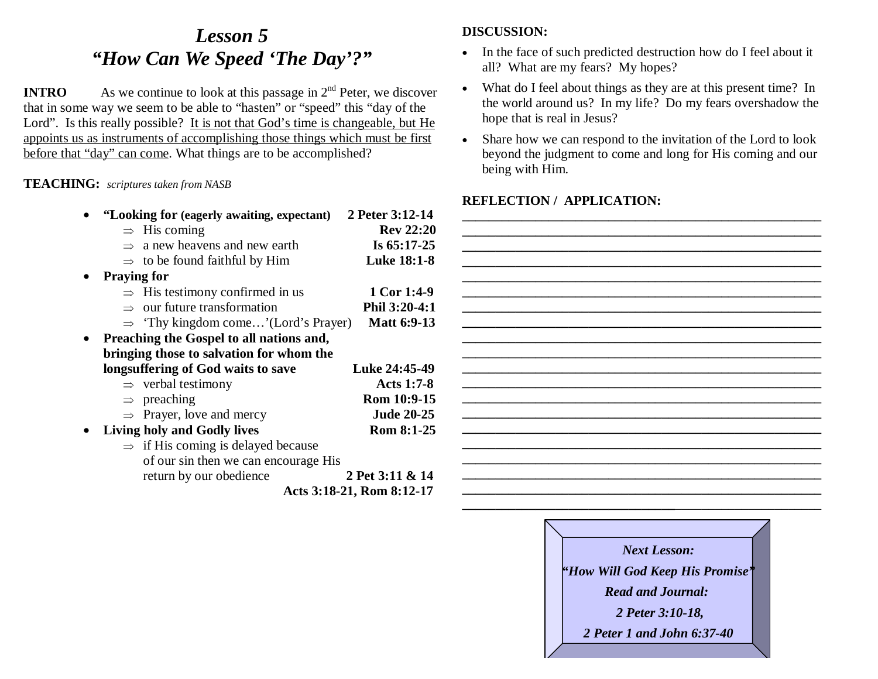# *Lesson 5*
# *"How Can We Speed 'The Day'?"*

**INTRO** As we continue to look at this passage in 2nd Peter, we discover that in some way we seem to be able to "hasten" or "speed" this "day of the Lord". Is this really possible? <u>It is not that God's time is changeable, but He appoints us as instruments of accomplishing those things which must be first before that "day" can come</u>. What things are to be accomplished?

**TEACHING:** *scriptures taken from NASB*

- **"Looking for (eagerly awaiting, expectant) 2 Peter 3:12-14**
  - ⇒ His coming **Rev 22:20**
  - ⇒ a new heavens and new earth **Is 65:17-25**
  - ⇒ to be found faithful by Him **Luke 18:1-8**
- **Praying for**
  - ⇒ His testimony confirmed in us **1 Cor 1:4-9**
  - ⇒ our future transformation **Phil 3:20-4:1**
  - ⇒ 'Thy kingdom come…'(Lord's Prayer) **Matt 6:9-13**
- **Preaching the Gospel to all nations and, bringing those to salvation for whom the longsuffering of God waits to save Luke 24:45-49**
  - ⇒ verbal testimony **Acts 1:7-8**
  - ⇒ preaching **Rom 10:9-15**
  - ⇒ Prayer, love and mercy **Jude 20-25**
- **Living holy and Godly lives Rom 8:1-25**
  - ⇒ if His coming is delayed because of our sin then we can encourage His return by our obedience **2 Pet 3:11 & 14**
    **Acts 3:18-21, Rom 8:12-17**

**DISCUSSION:**

- In the face of such predicted destruction how do I feel about it all? What are my fears? My hopes?
- What do I feel about things as they are at this present time? In the world around us? In my life? Do my fears overshadow the hope that is real in Jesus?
- Share how we can respond to the invitation of the Lord to look beyond the judgment to come and long for His coming and our being with Him.

**REFLECTION / APPLICATION:**

___________________________________________________________
___________________________________________________________
___________________________________________________________
___________________________________________________________
___________________________________________________________
___________________________________________________________
___________________________________________________________
___________________________________________________________
___________________________________________________________
___________________________________________________________
___________________________________________________________
___________________________________________________________
___________________________________________________________
___________________________________________________________
___________________________________________________________
___________________________________________________________
___________________________________________________________
___________________________________________________________
___________________________________________________________
___________________________________________________________

***Next Lesson:***
***"How Will God Keep His Promise"***
***Read and Journal:***
***2 Peter 3:10-18,***
***2 Peter 1 and John 6:37-40***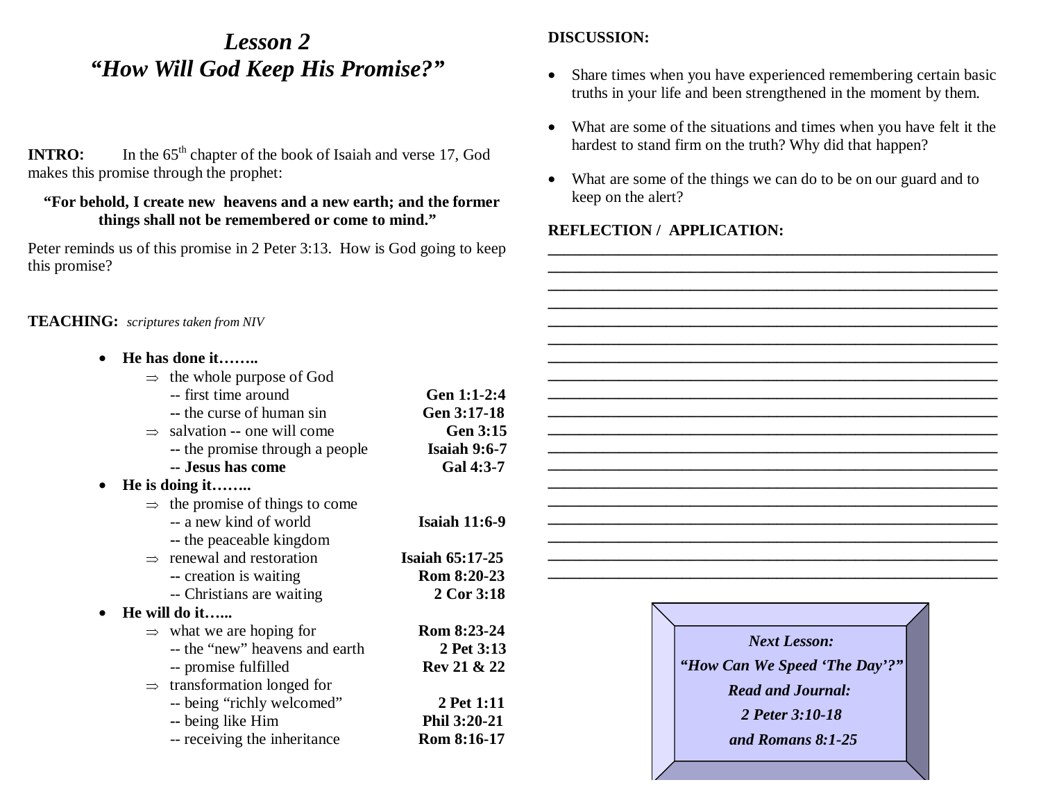# *Lesson 2*
## *"How Will God Keep His Promise?"*

**INTRO:** In the 65th chapter of the book of Isaiah and verse 17, God makes this promise through the prophet:

> **"For behold, I create new heavens and a new earth; and the former things shall not be remembered or come to mind."**

Peter reminds us of this promise in 2 Peter 3:13. How is God going to keep this promise?

**TEACHING:** *scriptures taken from NIV*

- **He has done it……..**
  - ⇒ the whole purpose of God
    - -- first time around **Gen 1:1-2:4**
    - -- the curse of human sin **Gen 3:17-18**
  - ⇒ salvation -- one will come **Gen 3:15**
    - -- the promise through a people **Isaiah 9:6-7**
    - -- **Jesus has come** **Gal 4:3-7**
- **He is doing it……..**
  - ⇒ the promise of things to come
    - -- a new kind of world **Isaiah 11:6-9**
    - -- the peaceable kingdom
  - ⇒ renewal and restoration **Isaiah 65:17-25**
    - -- creation is waiting **Rom 8:20-23**
    - -- Christians are waiting **2 Cor 3:18**
- **He will do it…...**
  - ⇒ what we are hoping for **Rom 8:23-24**
    - -- the "new" heavens and earth **2 Pet 3:13**
    - -- promise fulfilled **Rev 21 & 22**
  - ⇒ transformation longed for
    - -- being "richly welcomed" **2 Pet 1:11**
    - -- being like Him **Phil 3:20-21**
    - -- receiving the inheritance **Rom 8:16-17**

**DISCUSSION:**

- Share times when you have experienced remembering certain basic truths in your life and been strengthened in the moment by them.
- What are some of the situations and times when you have felt it the hardest to stand firm on the truth? Why did that happen?
- What are some of the things we can do to be on our guard and to keep on the alert?

**REFLECTION / APPLICATION:**

________________________________________________________________
________________________________________________________________
________________________________________________________________
________________________________________________________________
________________________________________________________________
________________________________________________________________
________________________________________________________________
________________________________________________________________
________________________________________________________________
________________________________________________________________
________________________________________________________________
________________________________________________________________
________________________________________________________________
________________________________________________________________
________________________________________________________________
________________________________________________________________
________________________________________________________________
________________________________________________________________

***Next Lesson:***
***"How Can We Speed 'The Day'?"***
***Read and Journal:***
***2 Peter 3:10-18***
***and Romans 8:1-25***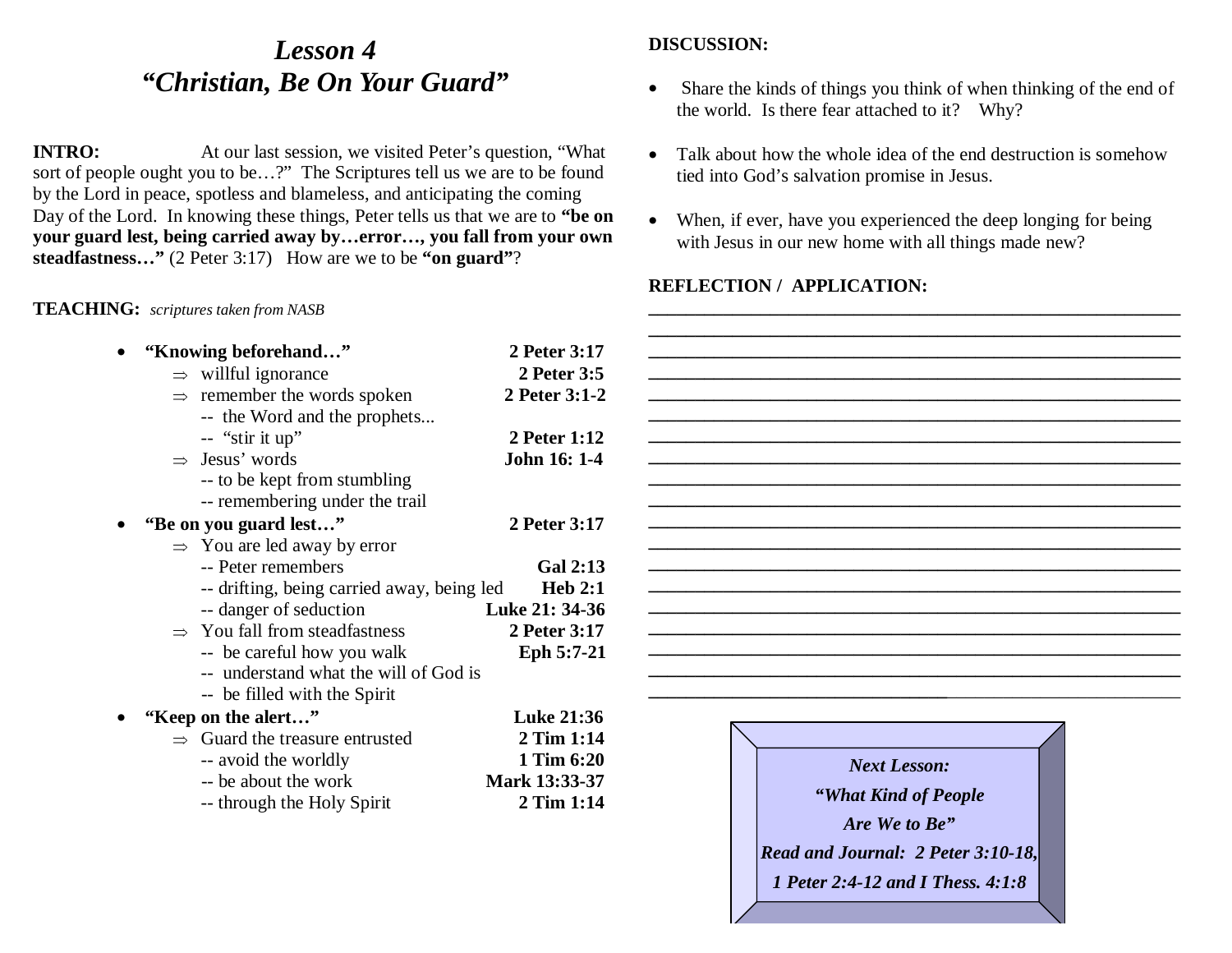# *Lesson 4*
# *"Christian, Be On Your Guard"*

**INTRO:** At our last session, we visited Peter's question, "What sort of people ought you to be…?" The Scriptures tell us we are to be found by the Lord in peace, spotless and blameless, and anticipating the coming Day of the Lord. In knowing these things, Peter tells us that we are to **"be on your guard lest, being carried away by…error…, you fall from your own steadfastness…"** (2 Peter 3:17) How are we to be **"on guard"**?

**TEACHING:** *scriptures taken from NASB*

- **"Knowing beforehand…"** **2 Peter 3:17**
  - ⇒ willful ignorance **2 Peter 3:5**
  - ⇒ remember the words spoken **2 Peter 3:1-2**
    - -- the Word and the prophets...
    - -- "stir it up" **2 Peter 1:12**
  - ⇒ Jesus' words **John 16: 1-4**
    - -- to be kept from stumbling
    - -- remembering under the trail
- **"Be on you guard lest…"** **2 Peter 3:17**
  - ⇒ You are led away by error
    - -- Peter remembers **Gal 2:13**
    - -- drifting, being carried away, being led **Heb 2:1**
    - -- danger of seduction **Luke 21: 34-36**
  - ⇒ You fall from steadfastness **2 Peter 3:17**
    - -- be careful how you walk **Eph 5:7-21**
    - -- understand what the will of God is
    - -- be filled with the Spirit
- **"Keep on the alert…"** **Luke 21:36**
  - ⇒ Guard the treasure entrusted **2 Tim 1:14**
    - -- avoid the worldly **1 Tim 6:20**
    - -- be about the work **Mark 13:33-37**
    - -- through the Holy Spirit **2 Tim 1:14**

**DISCUSSION:**

- Share the kinds of things you think of when thinking of the end of the world. Is there fear attached to it? Why?
- Talk about how the whole idea of the end destruction is somehow tied into God's salvation promise in Jesus.
- When, if ever, have you experienced the deep longing for being with Jesus in our new home with all things made new?

**REFLECTION / APPLICATION:**

_______________________________________________________________
_______________________________________________________________
_______________________________________________________________
_______________________________________________________________
_______________________________________________________________
_______________________________________________________________
_______________________________________________________________
_______________________________________________________________
_______________________________________________________________
_______________________________________________________________
_______________________________________________________________
_______________________________________________________________
_______________________________________________________________
_______________________________________________________________
_______________________________________________________________
_______________________________________________________________
_______________________________________________________________
_______________________________________________________________

***Next Lesson:***
***"What Kind of People***
***Are We to Be"***
***Read and Journal: 2 Peter 3:10-18,***
***1 Peter 2:4-12 and I Thess. 4:1:8***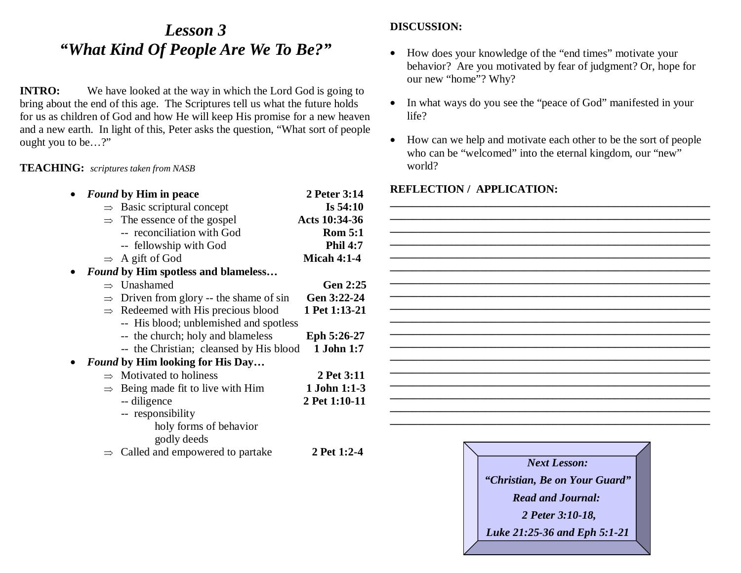# *Lesson 3*
# *"What Kind Of People Are We To Be?"*

**INTRO:** We have looked at the way in which the Lord God is going to bring about the end of this age. The Scriptures tell us what the future holds for us as children of God and how He will keep His promise for a new heaven and a new earth. In light of this, Peter asks the question, "What sort of people ought you to be…?"

**TEACHING:** *scriptures taken from NASB*

- ***Found* by Him in peace** — **2 Peter 3:14**
  - ⇒ Basic scriptural concept — **Is 54:10**
  - ⇒ The essence of the gospel — **Acts 10:34-36**
    - -- reconciliation with God — **Rom 5:1**
    - -- fellowship with God — **Phil 4:7**
  - ⇒ A gift of God — **Micah 4:1-4**
- ***Found* by Him spotless and blameless…**
  - ⇒ Unashamed — **Gen 2:25**
  - ⇒ Driven from glory -- the shame of sin — **Gen 3:22-24**
  - ⇒ Redeemed with His precious blood — **1 Pet 1:13-21**
    - -- His blood; unblemished and spotless
    - -- the church; holy and blameless — **Eph 5:26-27**
    - -- the Christian; cleansed by His blood — **1 John 1:7**
- ***Found* by Him looking for His Day…**
  - ⇒ Motivated to holiness — **2 Pet 3:11**
  - ⇒ Being made fit to live with Him — **1 John 1:1-3**
    - -- diligence — **2 Pet 1:10-11**
    - -- responsibility
      - holy forms of behavior
      - godly deeds
  - ⇒ Called and empowered to partake — **2 Pet 1:2-4**

**DISCUSSION:**

- How does your knowledge of the "end times" motivate your behavior? Are you motivated by fear of judgment? Or, hope for our new "home"? Why?
- In what ways do you see the "peace of God" manifested in your life?
- How can we help and motivate each other to be the sort of people who can be "welcomed" into the eternal kingdom, our "new" world?

**REFLECTION / APPLICATION:**

\_\_\_\_\_\_\_\_\_\_\_\_\_\_\_\_\_\_\_\_\_\_\_\_\_\_\_\_\_\_\_\_\_\_\_\_\_\_\_\_\_\_\_\_\_\_\_\_\_\_\_\_\_\_\_\_\_\_\_\_\_\_

\_\_\_\_\_\_\_\_\_\_\_\_\_\_\_\_\_\_\_\_\_\_\_\_\_\_\_\_\_\_\_\_\_\_\_\_\_\_\_\_\_\_\_\_\_\_\_\_\_\_\_\_\_\_\_\_\_\_\_\_\_\_

\_\_\_\_\_\_\_\_\_\_\_\_\_\_\_\_\_\_\_\_\_\_\_\_\_\_\_\_\_\_\_\_\_\_\_\_\_\_\_\_\_\_\_\_\_\_\_\_\_\_\_\_\_\_\_\_\_\_\_\_\_\_

\_\_\_\_\_\_\_\_\_\_\_\_\_\_\_\_\_\_\_\_\_\_\_\_\_\_\_\_\_\_\_\_\_\_\_\_\_\_\_\_\_\_\_\_\_\_\_\_\_\_\_\_\_\_\_\_\_\_\_\_\_\_

\_\_\_\_\_\_\_\_\_\_\_\_\_\_\_\_\_\_\_\_\_\_\_\_\_\_\_\_\_\_\_\_\_\_\_\_\_\_\_\_\_\_\_\_\_\_\_\_\_\_\_\_\_\_\_\_\_\_\_\_\_\_

***Next Lesson:***
***"Christian, Be on Your Guard"***
***Read and Journal:***
***2 Peter 3:10-18,***
***Luke 21:25-36 and Eph 5:1-21***